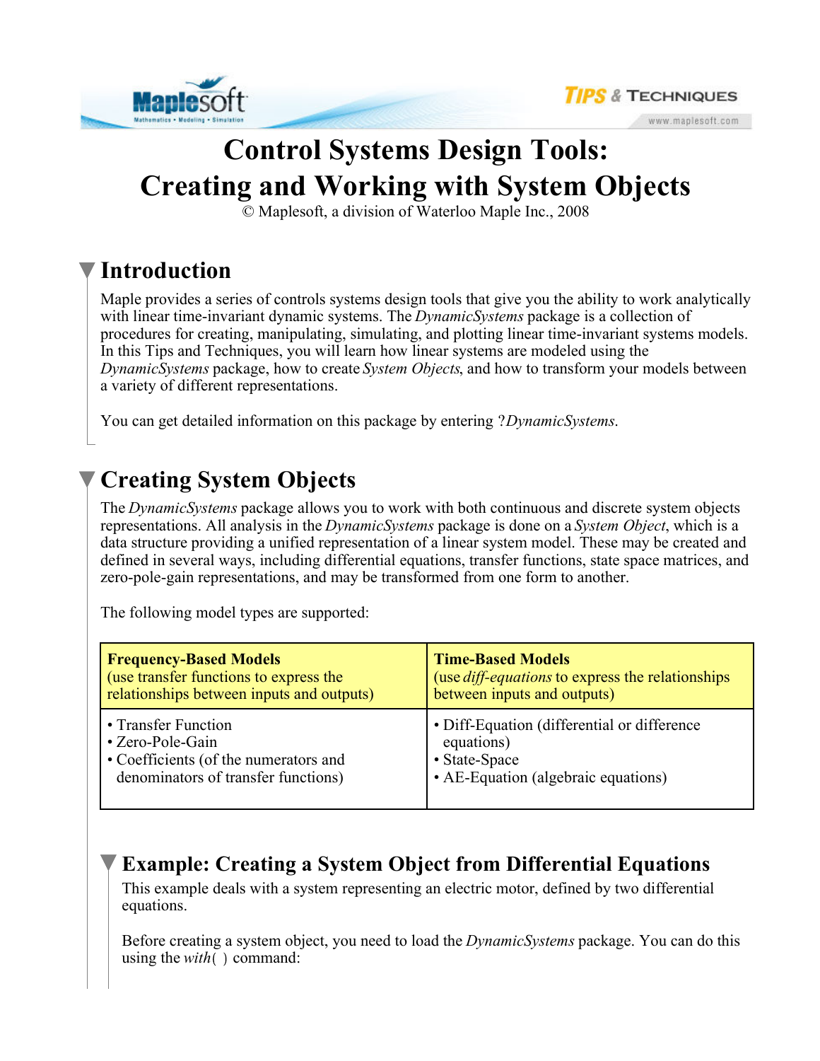# Control Systems Design Tools: Creating and Working with System Objects

© Maplesoft, a division of Waterloo Maple Inc., 2008

## Introduction

Maple provides a series of controls systems design tools that give you the ability to work analytically with linear time-invariant dynamic systems. The *DynamicSystems* package is a collection of procedures for creating, manipulating, simulating, and plotting linear time-invariant systems models. In this Tips and Techniques, you will learn how linear systems are modeled using the *DynamicSystems* package, how to create *System Objects*, and how to transform your models between a variety of different representations.

You can get detailed information on this package by entering ?*DynamicSystems*.

## Creating System Objects

The *DynamicSystems* package allows you to work with both continuous and discrete system objects representations. All analysis in the *DynamicSystems* package is done on a *System Object*, which is a data structure providing a unified representation of a linear system model. These may be created and defined in several ways, including differential equations, transfer functions, state space matrices, and zero-pole-gain representations, and may be transformed from one form to another.

The following model types are supported:

| **Frequency-Based Models** (use transfer functions to express the relationships between inputs and outputs) | **Time-Based Models** (use *diff-equations* to express the relationships between inputs and outputs) |
|---|---|
| • Transfer Function<br>• Zero-Pole-Gain<br>• Coefficients (of the numerators and denominators of transfer functions) | • Diff-Equation (differential or difference equations)<br>• State-Space<br>• AE-Equation (algebraic equations) |

### Example: Creating a System Object from Differential Equations

This example deals with a system representing an electric motor, defined by two differential equations.

Before creating a system object, you need to load the *DynamicSystems* package. You can do this using the *with*( ) command: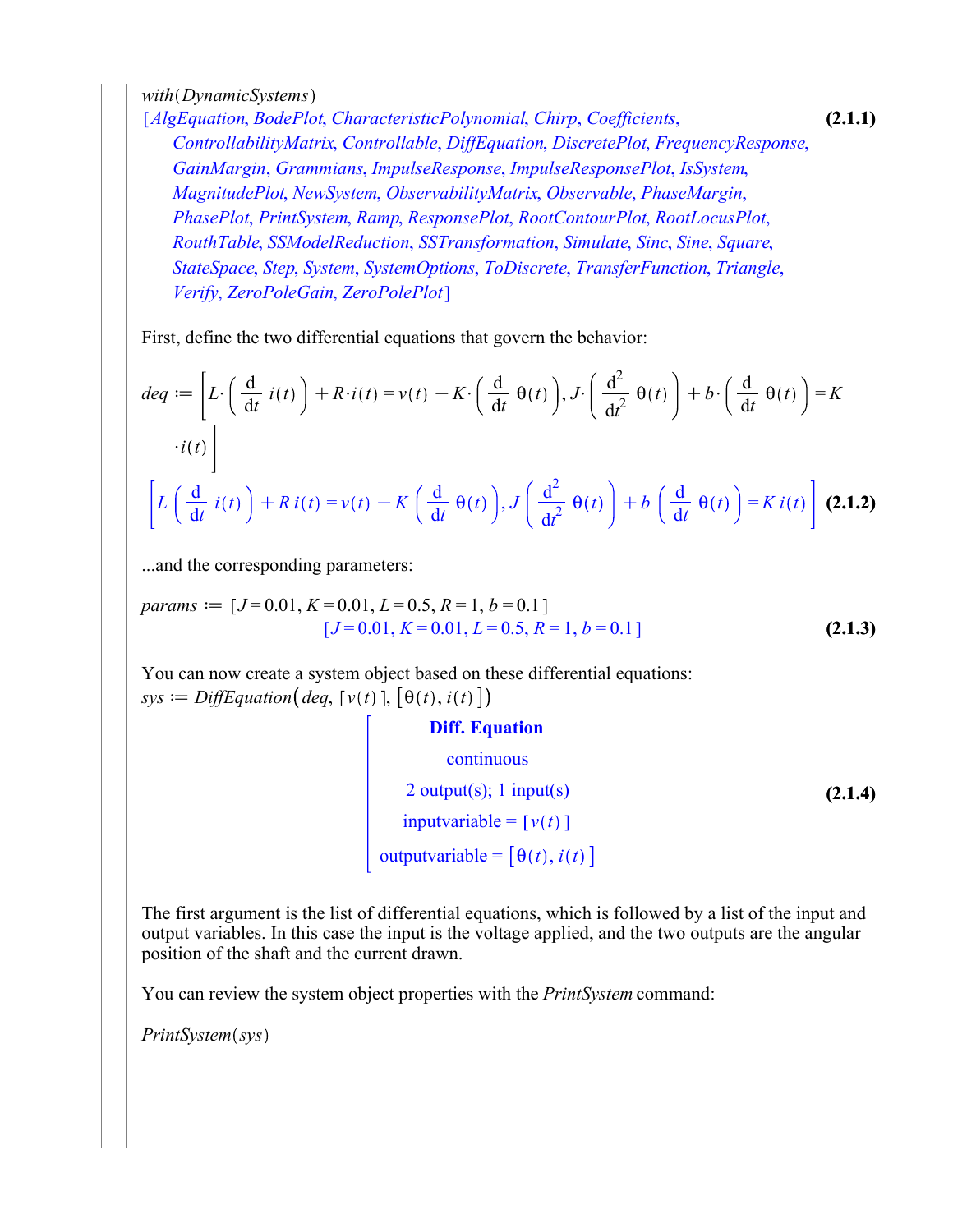*with*(*DynamicSystems*)

[*AlgEquation*, *BodePlot*, *CharacteristicPolynomial*, *Chirp*, *Coefficients*, *ControllabilityMatrix*, *Controllable*, *DiffEquation*, *DiscretePlot*, *FrequencyResponse*, *GainMargin*, *Grammians*, *ImpulseResponse*, *ImpulseResponsePlot*, *IsSystem*, *MagnitudePlot*, *NewSystem*, *ObservabilityMatrix*, *Observable*, *PhaseMargin*, *PhasePlot*, *PrintSystem*, *Ramp*, *ResponsePlot*, *RootContourPlot*, *RootLocusPlot*, *RouthTable*, *SSModelReduction*, *SSTransformation*, *Simulate*, *Sinc*, *Sine*, *Square*, *StateSpace*, *Step*, *System*, *SystemOptions*, *ToDiscrete*, *TransferFunction*, *Triangle*, *Verify*, *ZeroPoleGain*, *ZeroPolePlot*] **(2.1.1)**

First, define the two differential equations that govern the behavior:

$$deq := \left[L\cdot\left(\frac{d}{dt}\, i(t)\right) + R\cdot i(t) = v(t) - K\cdot\left(\frac{d}{dt}\,\theta(t)\right), J\cdot\left(\frac{d^2}{dt^2}\,\theta(t)\right) + b\cdot\left(\frac{d}{dt}\,\theta(t)\right) = K\cdot i(t)\right]$$

$$\left[L\left(\frac{d}{dt}\, i(t)\right) + R\, i(t) = v(t) - K\left(\frac{d}{dt}\,\theta(t)\right), J\left(\frac{d^2}{dt^2}\,\theta(t)\right) + b\left(\frac{d}{dt}\,\theta(t)\right) = K\, i(t)\right] \quad \textbf{(2.1.2)}$$

...and the corresponding parameters:

$$params := [J = 0.01, K = 0.01, L = 0.5, R = 1, b = 0.1]$$

$$[J = 0.01, K = 0.01, L = 0.5, R = 1, b = 0.1] \quad \textbf{(2.1.3)}$$

You can now create a system object based on these differential equations:

$sys := DiffEquation(deq, [v(t)], [\theta(t), i(t)])$

**Diff. Equation**

continuous

2 output(s); 1 input(s)

inputvariable = $[v(t)]$

outputvariable = $[\theta(t), i(t)]$ **(2.1.4)**

The first argument is the list of differential equations, which is followed by a list of the input and output variables. In this case the input is the voltage applied, and the two outputs are the angular position of the shaft and the current drawn.

You can review the system object properties with the *PrintSystem* command:

*PrintSystem*(*sys*)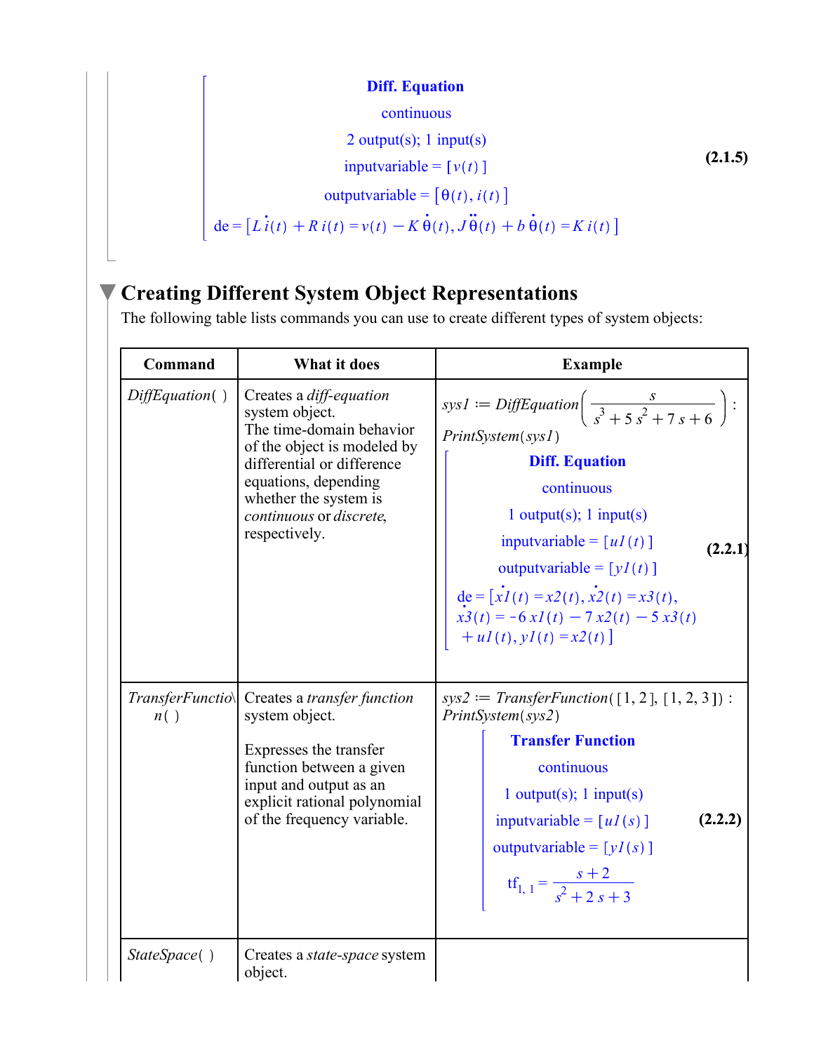**Diff. Equation**

continuous

2 output(s); 1 input(s)

inputvariable = $[v(t)]$

outputvariable = $[\theta(t), i(t)]$

$$de = \left[L\, \dot{i}(t) + R\, i(t) = v(t) - K\, \dot{\theta}(t), J\, \ddot{\theta}(t) + b\, \dot{\theta}(t) = K\, i(t)\right] \quad (2.1.5)$$

## Creating Different System Object Representations

The following table lists commands you can use to create different types of system objects:

| Command | What it does | Example |
|---|---|---|
| *DiffEquation*( ) | Creates a *diff-equation* system object. The time-domain behavior of the object is modeled by differential or difference equations, depending whether the system is *continuous* or *discrete*, respectively. | $sys1 := DiffEquation\left(\frac{s}{s^3 + 5s^2 + 7s + 6}\right)$ : *PrintSystem*(*sys1*) **Diff. Equation** continuous 1 output(s); 1 input(s) inputvariable = $[u1(t)]$ outputvariable = $[y1(t)]$ $de = [\dot{x}1(t) = x2(t), \dot{x}2(t) = x3(t), \dot{x}3(t) = -6\, x1(t) - 7\, x2(t) - 5\, x3(t) + u1(t), y1(t) = x2(t)]$ (2.2.1) |
| *TransferFunction*( ) | Creates a *transfer function* system object. Expresses the transfer function between a given input and output as an explicit rational polynomial of the frequency variable. | $sys2 := TransferFunction([1, 2], [1, 2, 3])$ : *PrintSystem*(*sys2*) **Transfer Function** continuous 1 output(s); 1 input(s) inputvariable = $[u1(s)]$ outputvariable = $[y1(s)]$ $tf_{1,1} = \frac{s+2}{s^2 + 2s + 3}$ (2.2.2) |
| *StateSpace*( ) | Creates a *state-space* system object. | |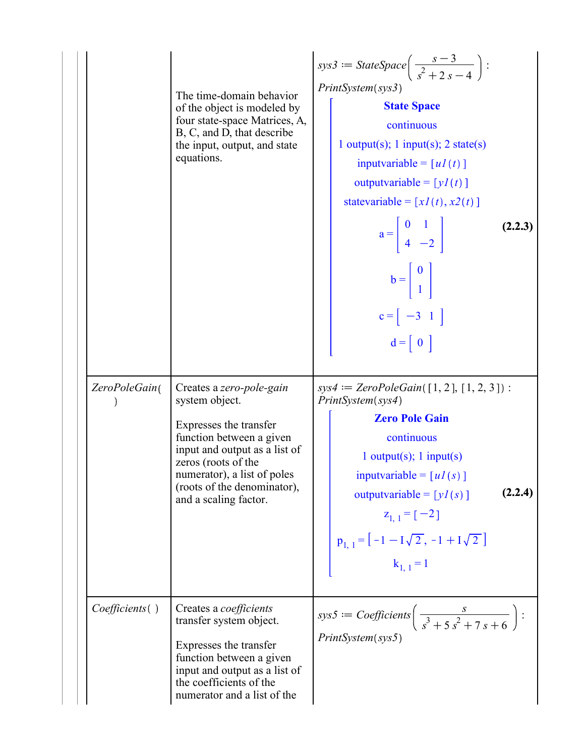| | | |
|---|---|---|
| | The time-domain behavior of the object is modeled by four state-space Matrices, A, B, C, and D, that describe the input, output, and state equations. | $sys3 := StateSpace\left(\frac{s-3}{s^2+2s-4}\right)$ : <br> $PrintSystem(sys3)$ <br> **State Space** <br> continuous <br> 1 output(s); 1 input(s); 2 state(s) <br> inputvariable = $[u1(t)]$ <br> outputvariable = $[y1(t)]$ <br> statevariable = $[x1(t), x2(t)]$ <br> $a = \begin{bmatrix} 0 & 1 \\ 4 & -2 \end{bmatrix}$ <br> $b = \begin{bmatrix} 0 \\ 1 \end{bmatrix}$ <br> $c = \begin{bmatrix} -3 & 1 \end{bmatrix}$ <br> $d = \begin{bmatrix} 0 \end{bmatrix}$ **(2.2.3)** |
| *ZeroPoleGain*( ) | Creates a *zero-pole-gain* system object. <br><br> Expresses the transfer function between a given input and output as a list of zeros (roots of the numerator), a list of poles (roots of the denominator), and a scaling factor. | $sys4 := ZeroPoleGain([1, 2], [1, 2, 3])$ : <br> $PrintSystem(sys4)$ <br> **Zero Pole Gain** <br> continuous <br> 1 output(s); 1 input(s) <br> inputvariable = $[u1(s)]$ <br> outputvariable = $[y1(s)]$ <br> $z_{1,1} = [-2]$ <br> $p_{1,1} = [-1 - I\sqrt{2}, -1 + I\sqrt{2}]$ <br> $k_{1,1} = 1$ **(2.2.4)** |
| *Coefficients*( ) | Creates a *coefficients* transfer system object. <br><br> Expresses the transfer function between a given input and output as a list of the coefficients of the numerator and a list of the | $sys5 := Coefficients\left(\frac{s}{s^3+5s^2+7s+6}\right)$ : <br> $PrintSystem(sys5)$ |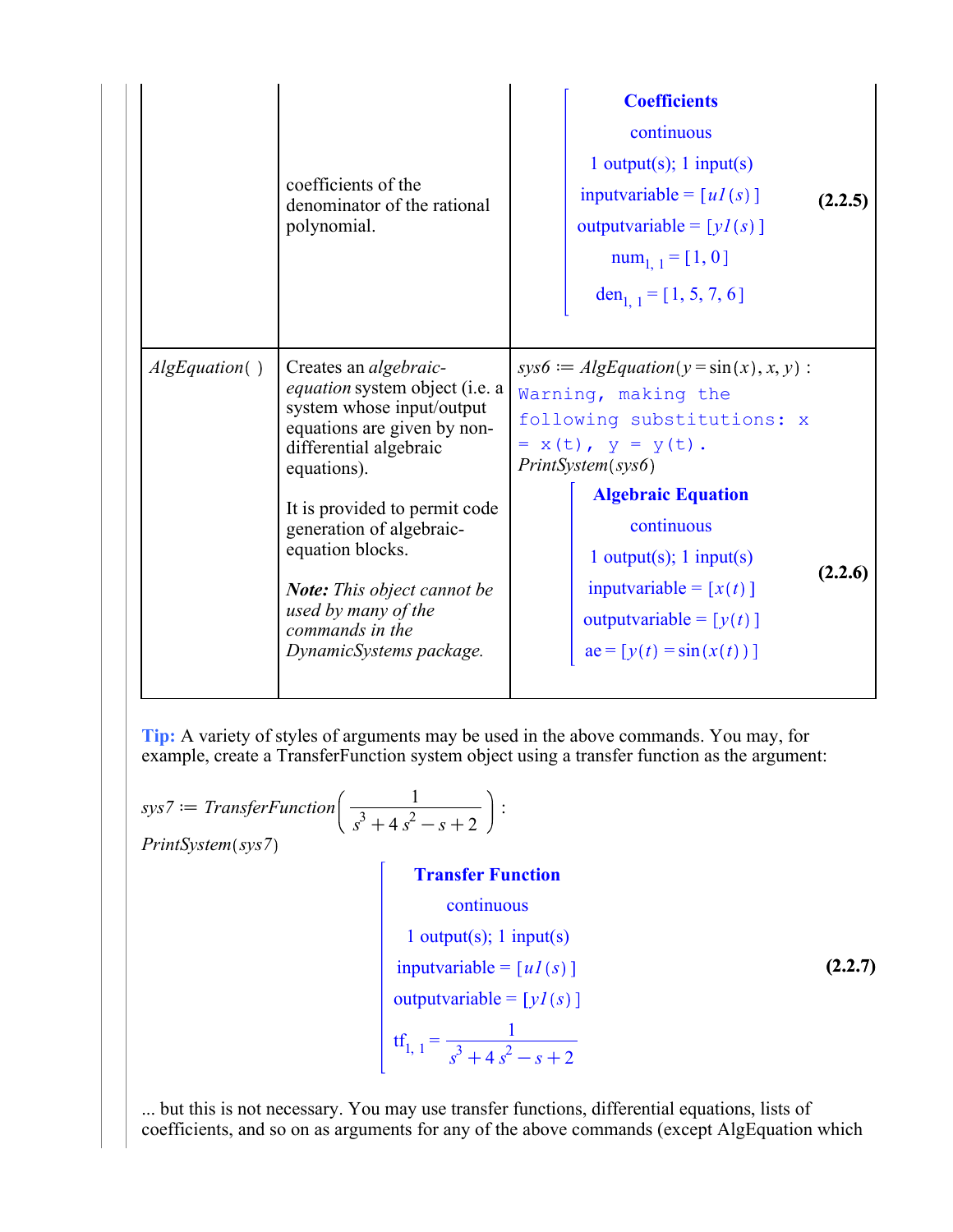| | | |
|---|---|---|
| | coefficients of the denominator of the rational polynomial. | **Coefficients**<br>continuous<br>1 output(s); 1 input(s)<br>inputvariable = $[u1(s)]$<br>outputvariable = $[y1(s)]$<br>$num_{1,1} = [1, 0]$<br>$den_{1,1} = [1, 5, 7, 6]$ **(2.2.5)** |
| *AlgEquation*( ) | Creates an *algebraic-equation* system object (i.e. a system whose input/output equations are given by non-differential algebraic equations).<br><br>It is provided to permit code generation of algebraic-equation blocks.<br><br>***Note:*** *This object cannot be used by many of the commands in the DynamicSystems package.* | $sys6 := AlgEquation(y = \sin(x), x, y)$ :<br>`Warning, making the following substitutions: x = x(t), y = y(t).`<br>*PrintSystem*(*sys6*)<br>**Algebraic Equation**<br>continuous<br>1 output(s); 1 input(s)<br>inputvariable = $[x(t)]$<br>outputvariable = $[y(t)]$<br>ae = $[y(t) = \sin(x(t))]$ **(2.2.6)** |

**Tip:** A variety of styles of arguments may be used in the above commands. You may, for example, create a TransferFunction system object using a transfer function as the argument:

$$sys7 := TransferFunction\left(\frac{1}{s^3 + 4 s^2 - s + 2}\right):$$

*PrintSystem*(*sys7*)

**Transfer Function**

continuous

1 output(s); 1 input(s)

inputvariable = $[u1(s)]$

outputvariable = $[y1(s)]$

$$tf_{1,1} = \frac{1}{s^3 + 4 s^2 - s + 2} \quad \textbf{(2.2.7)}$$

... but this is not necessary. You may use transfer functions, differential equations, lists of coefficients, and so on as arguments for any of the above commands (except AlgEquation which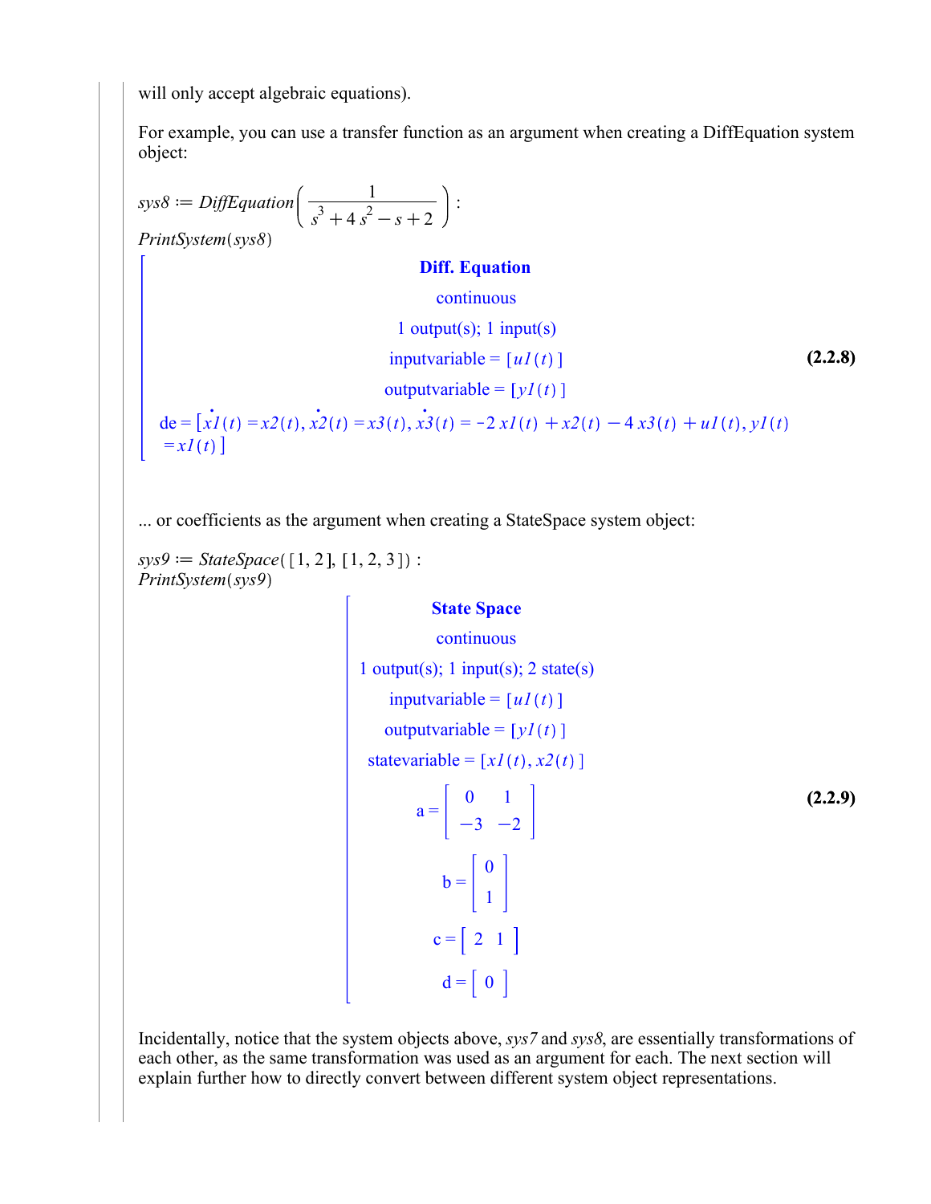will only accept algebraic equations).

For example, you can use a transfer function as an argument when creating a DiffEquation system object:

$$sys8 := DiffEquation\left(\frac{1}{s^3 + 4\,s^2 - s + 2}\right):$$

$PrintSystem(sys8)$

$$\begin{bmatrix} \textbf{Diff. Equation} \\ \text{continuous} \\ \text{1 output(s); 1 input(s)} \\ \text{inputvariable} = [\,u1(t)\,] \\ \text{outputvariable} = [\,y1(t)\,] \\ \text{de} = \left[\dot{x1}(t) = x2(t),\ \dot{x2}(t) = x3(t),\ \dot{x3}(t) = -2\,x1(t) + x2(t) - 4\,x3(t) + u1(t),\ y1(t) = x1(t)\right] \end{bmatrix} \tag{2.2.8}$$

... or coefficients as the argument when creating a StateSpace system object:

$sys9 := StateSpace([1, 2], [1, 2, 3]):$

$PrintSystem(sys9)$

$$\begin{bmatrix} \textbf{State Space} \\ \text{continuous} \\ \text{1 output(s); 1 input(s); 2 state(s)} \\ \text{inputvariable} = [\,u1(t)\,] \\ \text{outputvariable} = [\,y1(t)\,] \\ \text{statevariable} = [\,x1(t), x2(t)\,] \\ a = \begin{bmatrix} 0 & 1 \\ -3 & -2 \end{bmatrix} \\ b = \begin{bmatrix} 0 \\ 1 \end{bmatrix} \\ c = \begin{bmatrix} 2 & 1 \end{bmatrix} \\ d = \begin{bmatrix} 0 \end{bmatrix} \end{bmatrix} \tag{2.2.9}$$

Incidentally, notice that the system objects above, *sys7* and *sys8*, are essentially transformations of each other, as the same transformation was used as an argument for each. The next section will explain further how to directly convert between different system object representations.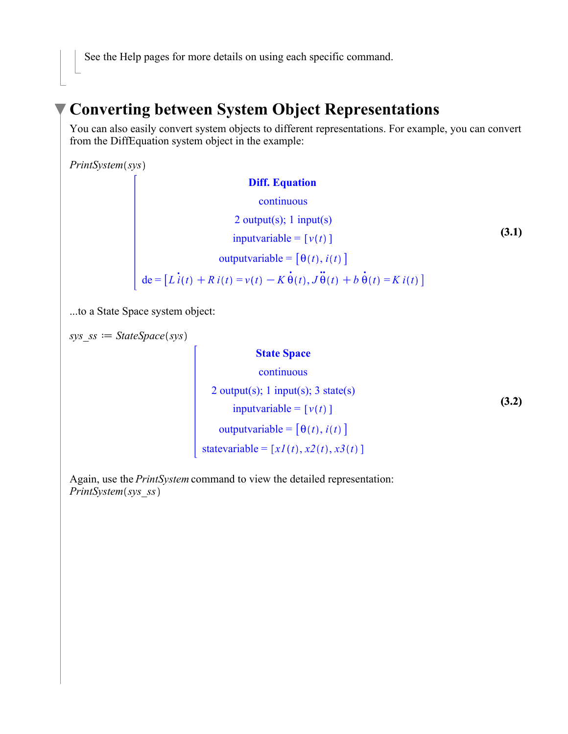See the Help pages for more details on using each specific command.

## Converting between System Object Representations

You can also easily convert system objects to different representations. For example, you can convert from the DiffEquation system object in the example:

*PrintSystem*(*sys*)

$$\left[\begin{array}{c} \textbf{Diff. Equation} \\ \text{continuous} \\ \text{2 output(s); 1 input(s)} \\ \text{inputvariable} = [v(t)] \\ \text{outputvariable} = [\theta(t), i(t)] \\ \text{de} = \left[L\,\dot{i}(t) + R\,i(t) = v(t) - K\,\dot{\theta}(t),\ J\,\ddot{\theta}(t) + b\,\dot{\theta}(t) = K\,i(t)\right] \end{array}\right. \tag{3.1}$$

...to a State Space system object:

*sys_ss* := *StateSpace*(*sys*)

$$\left[\begin{array}{c} \textbf{State Space} \\ \text{continuous} \\ \text{2 output(s); 1 input(s); 3 state(s)} \\ \text{inputvariable} = [v(t)] \\ \text{outputvariable} = [\theta(t), i(t)] \\ \text{statevariable} = [x1(t), x2(t), x3(t)] \end{array}\right. \tag{3.2}$$

Again, use the *PrintSystem* command to view the detailed representation:
*PrintSystem*(*sys_ss*)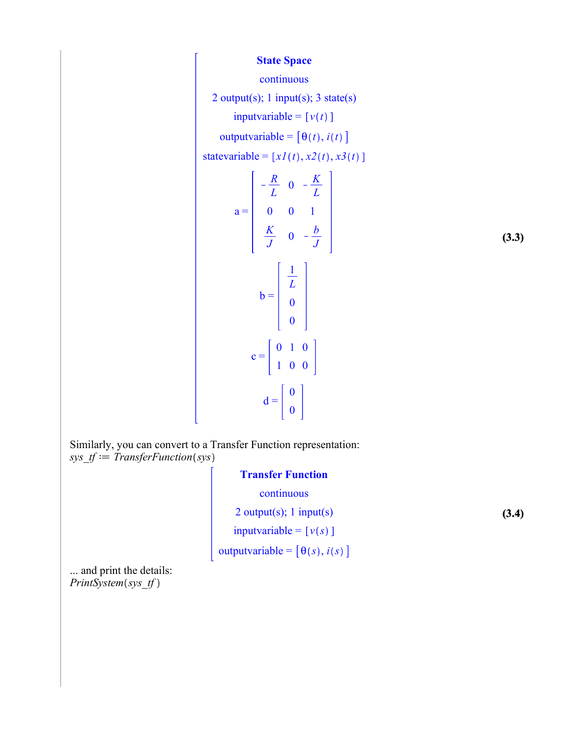**State Space**

continuous

2 output(s); 1 input(s); 3 state(s)

inputvariable = $[v(t)]$

outputvariable = $[\theta(t), i(t)]$

statevariable = $[x1(t), x2(t), x3(t)]$

$$a = \begin{bmatrix} -\frac{R}{L} & 0 & -\frac{K}{L} \\ 0 & 0 & 1 \\ \frac{K}{J} & 0 & -\frac{b}{J} \end{bmatrix}$$

$$b = \begin{bmatrix} \frac{1}{L} \\ 0 \\ 0 \end{bmatrix}$$

$$c = \begin{bmatrix} 0 & 1 & 0 \\ 1 & 0 & 0 \end{bmatrix}$$

$$d = \begin{bmatrix} 0 \\ 0 \end{bmatrix} \tag{3.3}$$

Similarly, you can convert to a Transfer Function representation:
*sys_tf* := *TransferFunction*(*sys*)

**Transfer Function**

continuous

2 output(s); 1 input(s)

inputvariable = $[v(s)]$

outputvariable = $[\theta(s), i(s)]$ **(3.4)**

... and print the details:
*PrintSystem*(*sys_tf*)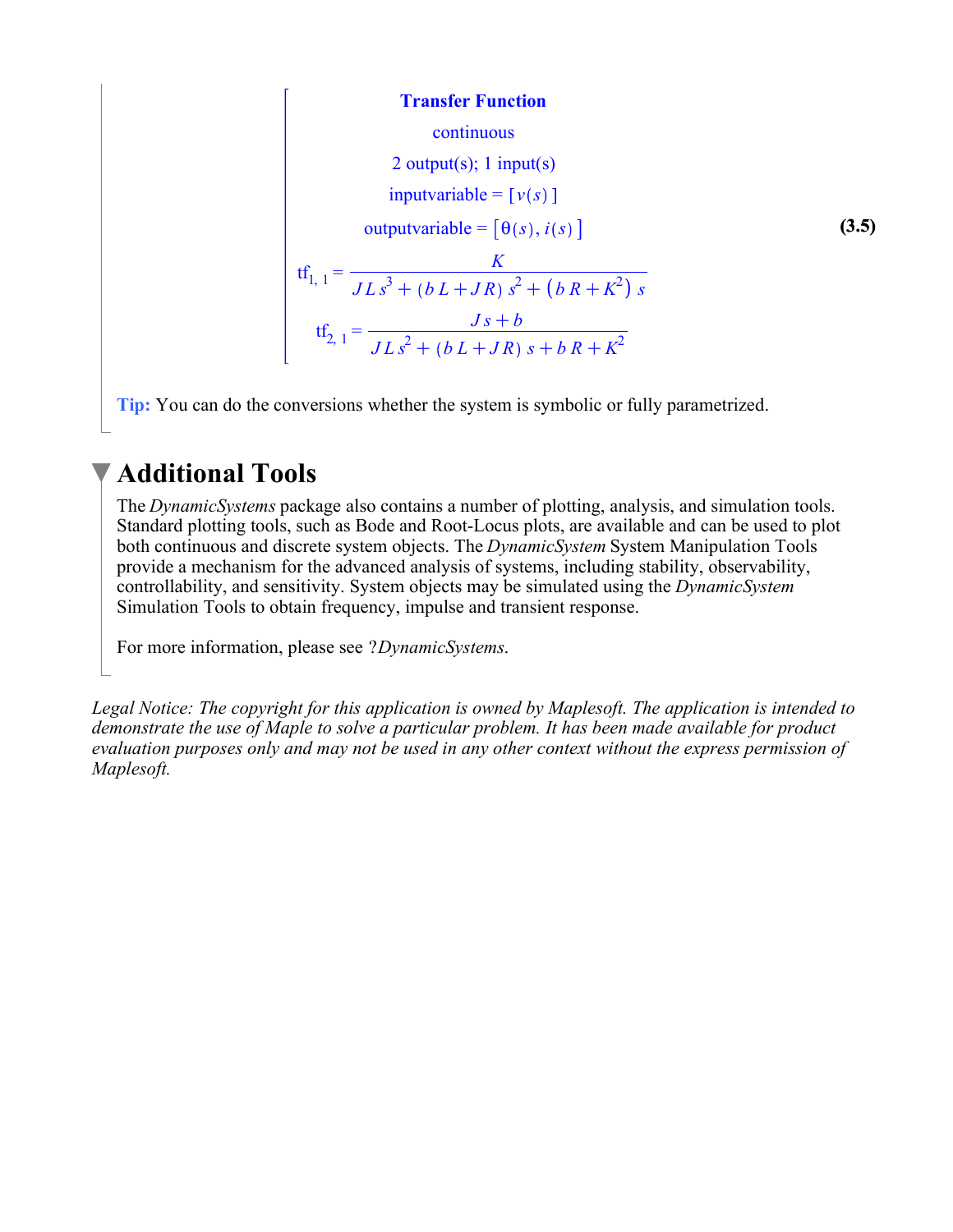**Transfer Function**

continuous

2 output(s); 1 input(s)

inputvariable = $[v(s)]$

outputvariable = $[\theta(s), i(s)]$

$$\mathrm{tf}_{1,1} = \frac{K}{J L s^3 + (b L + J R) s^2 + (b R + K^2) s}$$

$$\mathrm{tf}_{2,1} = \frac{J s + b}{J L s^2 + (b L + J R) s + b R + K^2} \tag{3.5}$$

**Tip:** You can do the conversions whether the system is symbolic or fully parametrized.

# Additional Tools

The *DynamicSystems* package also contains a number of plotting, analysis, and simulation tools. Standard plotting tools, such as Bode and Root-Locus plots, are available and can be used to plot both continuous and discrete system objects. The *DynamicSystem* System Manipulation Tools provide a mechanism for the advanced analysis of systems, including stability, observability, controllability, and sensitivity. System objects may be simulated using the *DynamicSystem* Simulation Tools to obtain frequency, impulse and transient response.

For more information, please see ?*DynamicSystems*.

*Legal Notice: The copyright for this application is owned by Maplesoft. The application is intended to demonstrate the use of Maple to solve a particular problem. It has been made available for product evaluation purposes only and may not be used in any other context without the express permission of Maplesoft.*